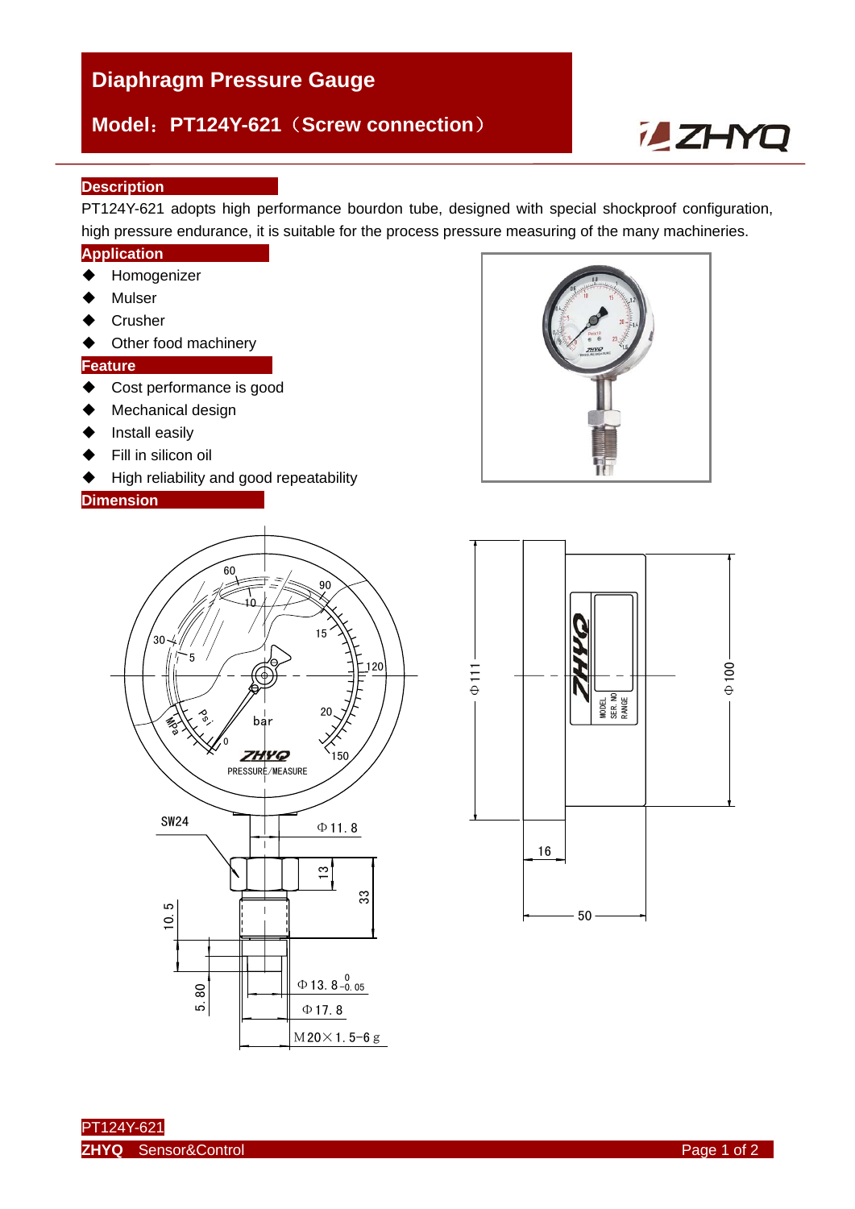# Diaphragm Pressure Gauge

## Model：PT124Y-621（Screw connection）

### Description

PT124Y-621 adopts high performance bourdon tube, designed with special shockproof configuration, high pressure endurance, it is suitable for the process pressure measuring of the many machineries.

### Application

- Homogenizer
- Mulser
- Crusher
- Other food machinery

### Feature

- Cost performance is good
- Mechanical design
- Install easily
- Fill in silicon oil
- High reliability and good repeatability

### Dimension

PT124Y-621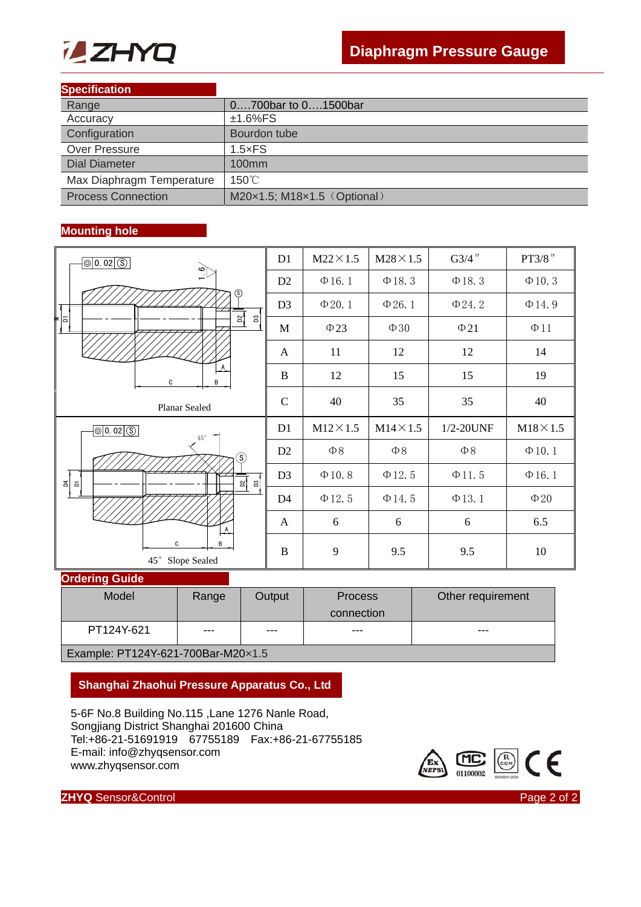# Diaphragm Pressure Gauge

## Specification

| | |
|---|---|
| Range | 0….700bar to 0….1500bar |
| Accuracy | ±1.6%FS |
| Configuration | Bourdon tube |
| Over Pressure | 1.5×FS |
| Dial Diameter | 100mm |
| Max Diaphragm Temperature | 150℃ |
| Process Connection | M20×1.5; M18×1.5（Optional） |

## Mounting hole

Planar Sealed

| | | | | |
|---|---|---|---|---|
| D1 | M22×1.5 | M28×1.5 | G3/4″ | PT3/8″ |
| D2 | Φ16.1 | Φ18.3 | Φ18.3 | Φ10.3 |
| D3 | Φ20.1 | Φ26.1 | Φ24.2 | Φ14.9 |
| M | Φ23 | Φ30 | Φ21 | Φ11 |
| A | 11 | 12 | 12 | 14 |
| B | 12 | 15 | 15 | 19 |
| C | 40 | 35 | 35 | 40 |

45° Slope Sealed

| | | | | |
|---|---|---|---|---|
| D1 | M12×1.5 | M14×1.5 | 1/2-20UNF | M18×1.5 |
| D2 | Φ8 | Φ8 | Φ8 | Φ10.1 |
| D3 | Φ10.8 | Φ12.5 | Φ11.5 | Φ16.1 |
| D4 | Φ12.5 | Φ14.5 | Φ13.1 | Φ20 |
| A | 6 | 6 | 6 | 6.5 |
| B | 9 | 9.5 | 9.5 | 10 |

## Ordering Guide

| Model | Range | Output | Process connection | Other requirement |
|---|---|---|---|---|
| PT124Y-621 | --- | --- | --- | --- |

Example: PT124Y-621-700Bar-M20×1.5

**Shanghai Zhaohui Pressure Apparatus Co., Ltd**

5-6F No.8 Building No.115 ,Lane 1276 Nanle Road,
Songjiang District Shanghai 201600 China
Tel:+86-21-51691919 67755189 Fax:+86-21-67755185
E-mail: info@zhyqsensor.com
www.zhyqsensor.com